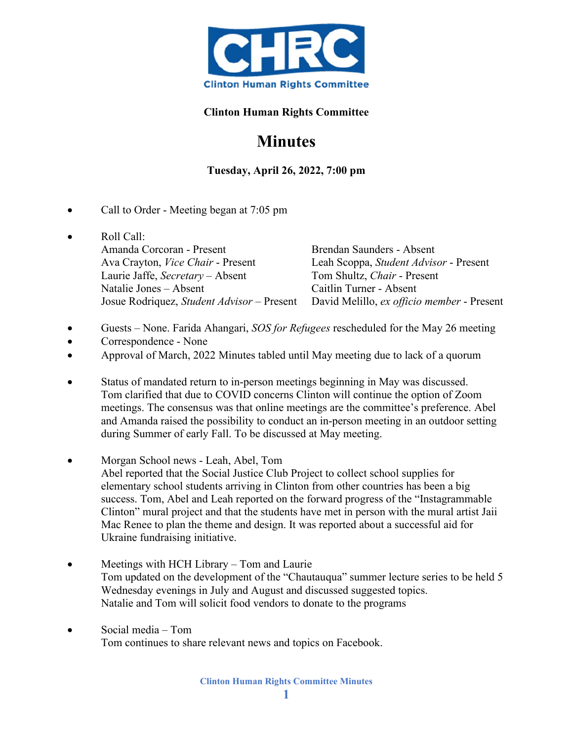CHRC
Clinton Human Rights Committee

**Clinton Human Rights Committee**

# Minutes

**Tuesday, April 26, 2022, 7:00 pm**

- Call to Order - Meeting began at 7:05 pm

- Roll Call:
  Amanda Corcoran - Present
  Ava Crayton, *Vice Chair* - Present
  Laurie Jaffe, *Secretary* – Absent
  Natalie Jones – Absent
  Josue Rodriquez, *Student Advisor* – Present
  Brendan Saunders - Absent
  Leah Scoppa, *Student Advisor* - Present
  Tom Shultz, *Chair* - Present
  Caitlin Turner - Absent
  David Melillo, *ex officio member* - Present

- Guests – None. Farida Ahangari, *SOS for Refugees* rescheduled for the May 26 meeting
- Correspondence - None
- Approval of March, 2022 Minutes tabled until May meeting due to lack of a quorum

- Status of mandated return to in-person meetings beginning in May was discussed. Tom clarified that due to COVID concerns Clinton will continue the option of Zoom meetings. The consensus was that online meetings are the committee's preference. Abel and Amanda raised the possibility to conduct an in-person meeting in an outdoor setting during Summer of early Fall. To be discussed at May meeting.

- Morgan School news - Leah, Abel, Tom
  Abel reported that the Social Justice Club Project to collect school supplies for elementary school students arriving in Clinton from other countries has been a big success. Tom, Abel and Leah reported on the forward progress of the "Instagrammable Clinton" mural project and that the students have met in person with the mural artist Jaii Mac Renee to plan the theme and design. It was reported about a successful aid for Ukraine fundraising initiative.

- Meetings with HCH Library – Tom and Laurie
  Tom updated on the development of the "Chautauqua" summer lecture series to be held 5 Wednesday evenings in July and August and discussed suggested topics.
  Natalie and Tom will solicit food vendors to donate to the programs

- Social media – Tom
  Tom continues to share relevant news and topics on Facebook.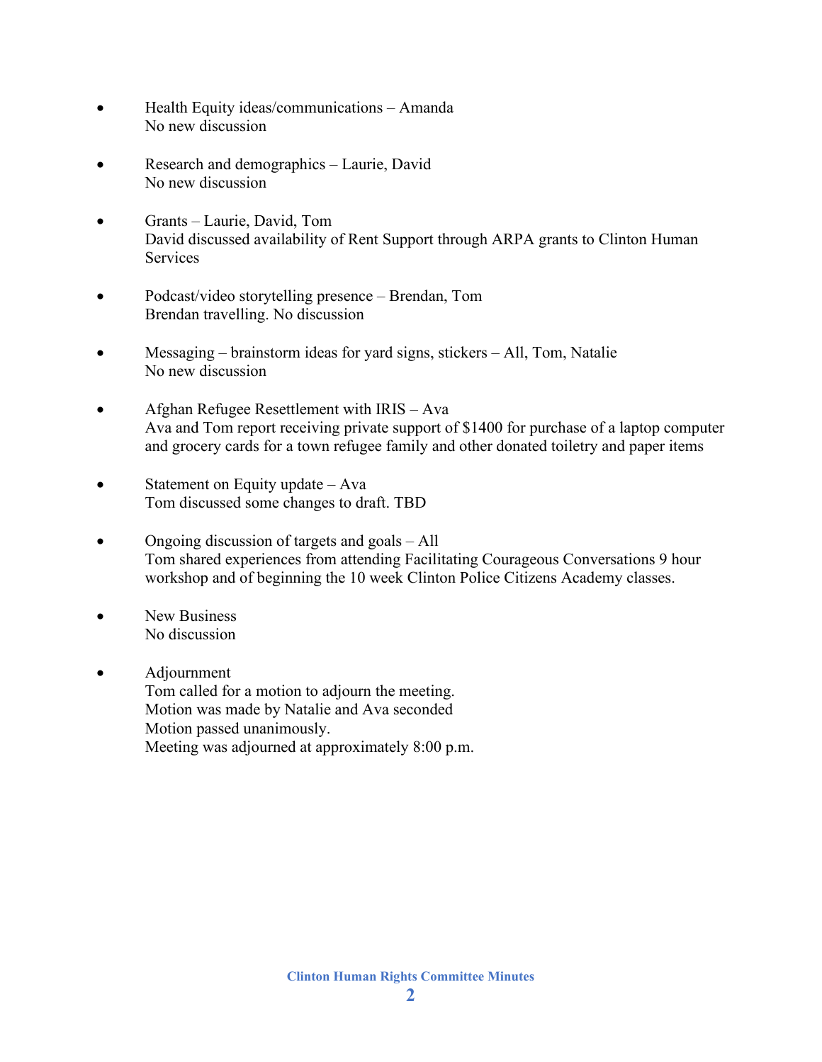- Health Equity ideas/communications – Amanda
  No new discussion

- Research and demographics – Laurie, David
  No new discussion

- Grants – Laurie, David, Tom
  David discussed availability of Rent Support through ARPA grants to Clinton Human Services

- Podcast/video storytelling presence – Brendan, Tom
  Brendan travelling. No discussion

- Messaging – brainstorm ideas for yard signs, stickers – All, Tom, Natalie
  No new discussion

- Afghan Refugee Resettlement with IRIS – Ava
  Ava and Tom report receiving private support of $1400 for purchase of a laptop computer and grocery cards for a town refugee family and other donated toiletry and paper items

- Statement on Equity update – Ava
  Tom discussed some changes to draft. TBD

- Ongoing discussion of targets and goals – All
  Tom shared experiences from attending Facilitating Courageous Conversations 9 hour workshop and of beginning the 10 week Clinton Police Citizens Academy classes.

- New Business
  No discussion

- Adjournment
  Tom called for a motion to adjourn the meeting.
  Motion was made by Natalie and Ava seconded
  Motion passed unanimously.
  Meeting was adjourned at approximately 8:00 p.m.